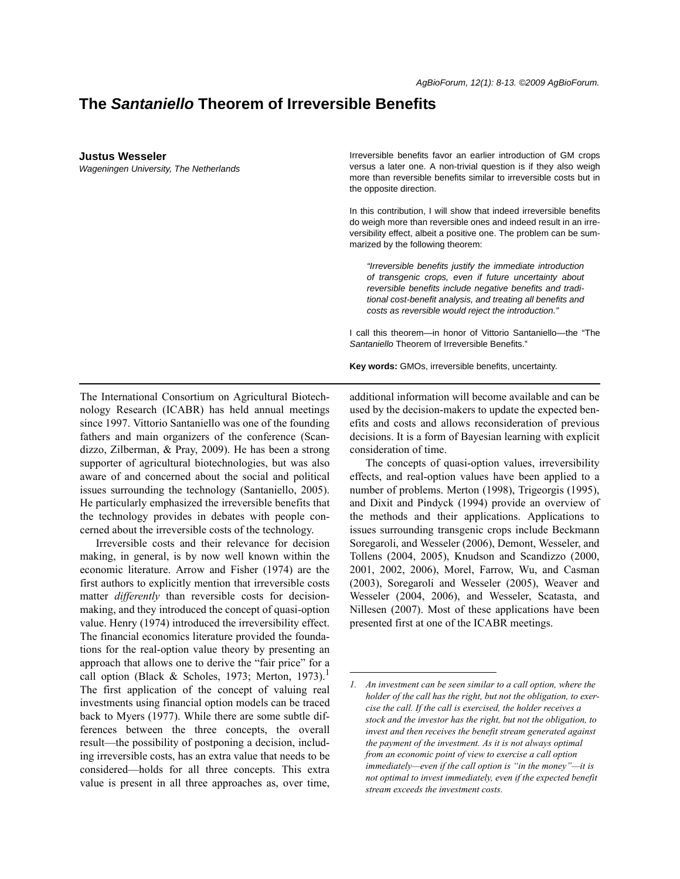# The *Santaniello* Theorem of Irreversible Benefits

**Justus Wesseler**
*Wageningen University, The Netherlands*

Irreversible benefits favor an earlier introduction of GM crops versus a later one. A non-trivial question is if they also weigh more than reversible benefits similar to irreversible costs but in the opposite direction.

In this contribution, I will show that indeed irreversible benefits do weigh more than reversible ones and indeed result in an irreversibility effect, albeit a positive one. The problem can be summarized by the following theorem:

> *"Irreversible benefits justify the immediate introduction of transgenic crops, even if future uncertainty about reversible benefits include negative benefits and traditional cost-benefit analysis, and treating all benefits and costs as reversible would reject the introduction."*

I call this theorem—in honor of Vittorio Santaniello—the "The *Santaniello* Theorem of Irreversible Benefits."

**Key words:** GMOs, irreversible benefits, uncertainty.

---

The International Consortium on Agricultural Biotechnology Research (ICABR) has held annual meetings since 1997. Vittorio Santaniello was one of the founding fathers and main organizers of the conference (Scandizzo, Zilberman, & Pray, 2009). He has been a strong supporter of agricultural biotechnologies, but was also aware of and concerned about the social and political issues surrounding the technology (Santaniello, 2005). He particularly emphasized the irreversible benefits that the technology provides in debates with people concerned about the irreversible costs of the technology.

Irreversible costs and their relevance for decision making, in general, is by now well known within the economic literature. Arrow and Fisher (1974) are the first authors to explicitly mention that irreversible costs matter *differently* than reversible costs for decision-making, and they introduced the concept of quasi-option value. Henry (1974) introduced the irreversibility effect. The financial economics literature provided the foundations for the real-option value theory by presenting an approach that allows one to derive the "fair price" for a call option (Black & Scholes, 1973; Merton, 1973).[1] The first application of the concept of valuing real investments using financial option models can be traced back to Myers (1977). While there are some subtle differences between the three concepts, the overall result—the possibility of postponing a decision, including irreversible costs, has an extra value that needs to be considered—holds for all three concepts. This extra value is present in all three approaches as, over time, additional information will become available and can be used by the decision-makers to update the expected benefits and costs and allows reconsideration of previous decisions. It is a form of Bayesian learning with explicit consideration of time.

The concepts of quasi-option values, irreversibility effects, and real-option values have been applied to a number of problems. Merton (1998), Trigeorgis (1995), and Dixit and Pindyck (1994) provide an overview of the methods and their applications. Applications to issues surrounding transgenic crops include Beckmann Soregaroli, and Wesseler (2006), Demont, Wesseler, and Tollens (2004, 2005), Knudson and Scandizzo (2000, 2001, 2002, 2006), Morel, Farrow, Wu, and Casman (2003), Soregaroli and Wesseler (2005), Weaver and Wesseler (2004, 2006), and Wesseler, Scatasta, and Nillesen (2007). Most of these applications have been presented first at one of the ICABR meetings.

---

*1. An investment can be seen similar to a call option, where the holder of the call has the right, but not the obligation, to exercise the call. If the call is exercised, the holder receives a stock and the investor has the right, but not the obligation, to invest and then receives the benefit stream generated against the payment of the investment. As it is not always optimal from an economic point of view to exercise a call option immediately—even if the call option is "in the money"—it is not optimal to invest immediately, even if the expected benefit stream exceeds the investment costs.*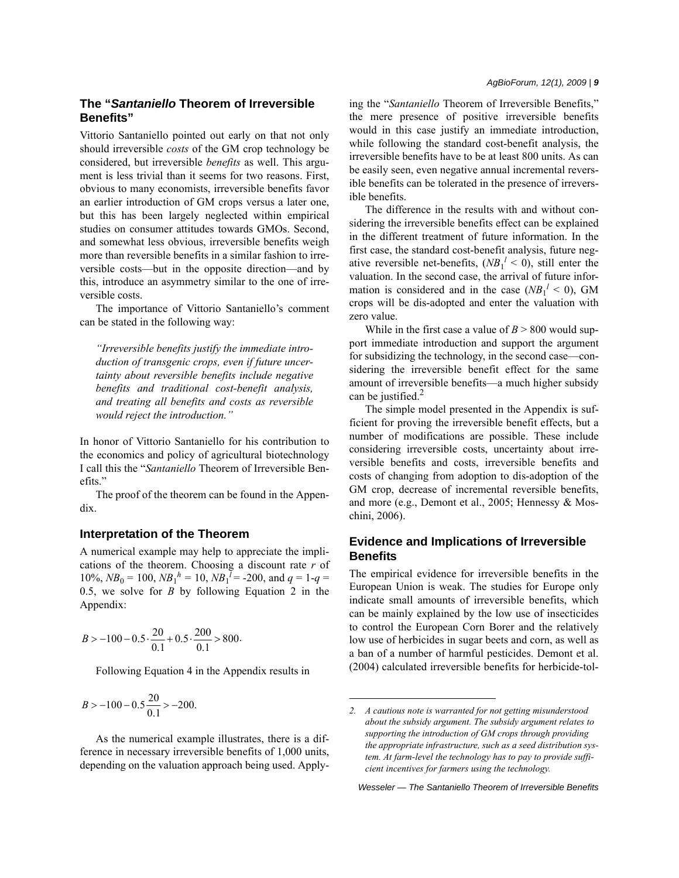## The "*Santaniello* Theorem of Irreversible Benefits"

Vittorio Santaniello pointed out early on that not only should irreversible *costs* of the GM crop technology be considered, but irreversible *benefits* as well. This argument is less trivial than it seems for two reasons. First, obvious to many economists, irreversible benefits favor an earlier introduction of GM crops versus a later one, but this has been largely neglected within empirical studies on consumer attitudes towards GMOs. Second, and somewhat less obvious, irreversible benefits weigh more than reversible benefits in a similar fashion to irreversible costs—but in the opposite direction—and by this, introduce an asymmetry similar to the one of irreversible costs.

The importance of Vittorio Santaniello's comment can be stated in the following way:

> *"Irreversible benefits justify the immediate introduction of transgenic crops, even if future uncertainty about reversible benefits include negative benefits and traditional cost-benefit analysis, and treating all benefits and costs as reversible would reject the introduction."*

In honor of Vittorio Santaniello for his contribution to the economics and policy of agricultural biotechnology I call this the "*Santaniello* Theorem of Irreversible Benefits."

The proof of the theorem can be found in the Appendix.

### Interpretation of the Theorem

A numerical example may help to appreciate the implications of the theorem. Choosing a discount rate $r$ of 10%, $NB_0 = 100$, $NB_1^h = 10$, $NB_1^l = -200$, and $q = 1-q = 0.5$, we solve for $B$ by following Equation 2 in the Appendix:

$$B > -100 - 0.5 \cdot \frac{20}{0.1} + 0.5 \cdot \frac{200}{0.1} > 800.$$

Following Equation 4 in the Appendix results in

$$B > -100 - 0.5 \frac{20}{0.1} > -200.$$

As the numerical example illustrates, there is a difference in necessary irreversible benefits of 1,000 units, depending on the valuation approach being used. Applying the "*Santaniello* Theorem of Irreversible Benefits," the mere presence of positive irreversible benefits would in this case justify an immediate introduction, while following the standard cost-benefit analysis, the irreversible benefits have to be at least 800 units. As can be easily seen, even negative annual incremental reversible benefits can be tolerated in the presence of irreversible benefits.

The difference in the results with and without considering the irreversible benefits effect can be explained in the different treatment of future information. In the first case, the standard cost-benefit analysis, future negative reversible net-benefits, ($NB_1^l < 0$), still enter the valuation. In the second case, the arrival of future information is considered and in the case ($NB_1^l < 0$), GM crops will be dis-adopted and enter the valuation with zero value.

While in the first case a value of $B > 800$ would support immediate introduction and support the argument for subsidizing the technology, in the second case—considering the irreversible benefit effect for the same amount of irreversible benefits—a much higher subsidy can be justified.[2]

The simple model presented in the Appendix is sufficient for proving the irreversible benefit effects, but a number of modifications are possible. These include considering irreversible costs, uncertainty about irreversible benefits and costs, irreversible benefits and costs of changing from adoption to dis-adoption of the GM crop, decrease of incremental reversible benefits, and more (e.g., Demont et al., 2005; Hennessy & Moschini, 2006).

### Evidence and Implications of Irreversible Benefits

The empirical evidence for irreversible benefits in the European Union is weak. The studies for Europe only indicate small amounts of irreversible benefits, which can be mainly explained by the low use of insecticides to control the European Corn Borer and the relatively low use of herbicides in sugar beets and corn, as well as a ban of a number of harmful pesticides. Demont et al. (2004) calculated irreversible benefits for herbicide-tol-

---

2. *A cautious note is warranted for not getting misunderstood about the subsidy argument. The subsidy argument relates to supporting the introduction of GM crops through providing the appropriate infrastructure, such as a seed distribution system. At farm-level the technology has to pay to provide sufficient incentives for farmers using the technology.*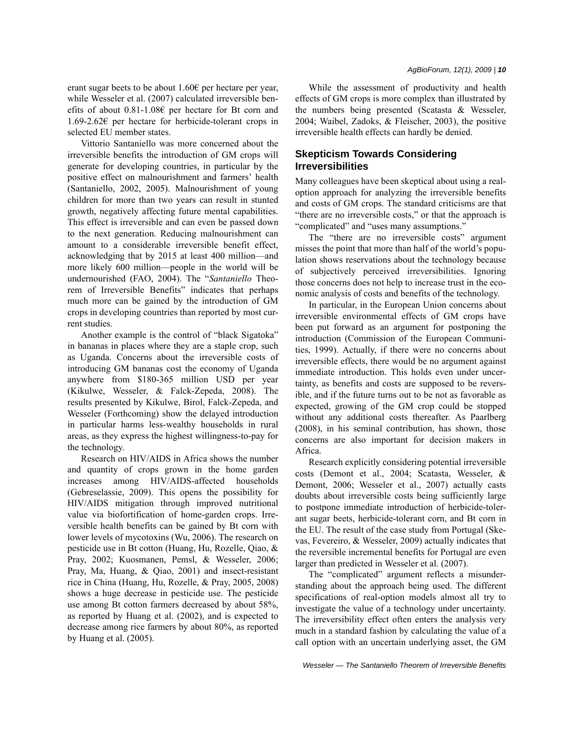erant sugar beets to be about 1.60€ per hectare per year, while Wesseler et al. (2007) calculated irreversible benefits of about 0.81-1.08€ per hectare for Bt corn and 1.69-2.62€ per hectare for herbicide-tolerant crops in selected EU member states.

Vittorio Santaniello was more concerned about the irreversible benefits the introduction of GM crops will generate for developing countries, in particular by the positive effect on malnourishment and farmers' health (Santaniello, 2002, 2005). Malnourishment of young children for more than two years can result in stunted growth, negatively affecting future mental capabilities. This effect is irreversible and can even be passed down to the next generation. Reducing malnourishment can amount to a considerable irreversible benefit effect, acknowledging that by 2015 at least 400 million—and more likely 600 million—people in the world will be undernourished (FAO, 2004). The "*Santaniello* Theorem of Irreversible Benefits" indicates that perhaps much more can be gained by the introduction of GM crops in developing countries than reported by most current studies.

Another example is the control of "black Sigatoka" in bananas in places where they are a staple crop, such as Uganda. Concerns about the irreversible costs of introducing GM bananas cost the economy of Uganda anywhere from $180-365 million USD per year (Kikulwe, Wesseler, & Falck-Zepeda, 2008). The results presented by Kikulwe, Birol, Falck-Zepeda, and Wesseler (Forthcoming) show the delayed introduction in particular harms less-wealthy households in rural areas, as they express the highest willingness-to-pay for the technology.

Research on HIV/AIDS in Africa shows the number and quantity of crops grown in the home garden increases among HIV/AIDS-affected households (Gebreselassie, 2009). This opens the possibility for HIV/AIDS mitigation through improved nutritional value via biofortification of home-garden crops. Irreversible health benefits can be gained by Bt corn with lower levels of mycotoxins (Wu, 2006). The research on pesticide use in Bt cotton (Huang, Hu, Rozelle, Qiao, & Pray, 2002; Kuosmanen, Pemsl, & Wesseler, 2006; Pray, Ma, Huang, & Qiao, 2001) and insect-resistant rice in China (Huang, Hu, Rozelle, & Pray, 2005, 2008) shows a huge decrease in pesticide use. The pesticide use among Bt cotton farmers decreased by about 58%, as reported by Huang et al. (2002), and is expected to decrease among rice farmers by about 80%, as reported by Huang et al. (2005).

While the assessment of productivity and health effects of GM crops is more complex than illustrated by the numbers being presented (Scatasta & Wesseler, 2004; Waibel, Zadoks, & Fleischer, 2003), the positive irreversible health effects can hardly be denied.

## Skepticism Towards Considering Irreversibilities

Many colleagues have been skeptical about using a real-option approach for analyzing the irreversible benefits and costs of GM crops. The standard criticisms are that "there are no irreversible costs," or that the approach is "complicated" and "uses many assumptions."

The "there are no irreversible costs" argument misses the point that more than half of the world's population shows reservations about the technology because of subjectively perceived irreversibilities. Ignoring those concerns does not help to increase trust in the economic analysis of costs and benefits of the technology.

In particular, in the European Union concerns about irreversible environmental effects of GM crops have been put forward as an argument for postponing the introduction (Commission of the European Communities, 1999). Actually, if there were no concerns about irreversible effects, there would be no argument against immediate introduction. This holds even under uncertainty, as benefits and costs are supposed to be reversible, and if the future turns out to be not as favorable as expected, growing of the GM crop could be stopped without any additional costs thereafter. As Paarlberg (2008), in his seminal contribution, has shown, those concerns are also important for decision makers in Africa.

Research explicitly considering potential irreversible costs (Demont et al., 2004; Scatasta, Wesseler, & Demont, 2006; Wesseler et al., 2007) actually casts doubts about irreversible costs being sufficiently large to postpone immediate introduction of herbicide-tolerant sugar beets, herbicide-tolerant corn, and Bt corn in the EU. The result of the case study from Portugal (Skevas, Fevereiro, & Wesseler, 2009) actually indicates that the reversible incremental benefits for Portugal are even larger than predicted in Wesseler et al. (2007).

The "complicated" argument reflects a misunderstanding about the approach being used. The different specifications of real-option models almost all try to investigate the value of a technology under uncertainty. The irreversibility effect often enters the analysis very much in a standard fashion by calculating the value of a call option with an uncertain underlying asset, the GM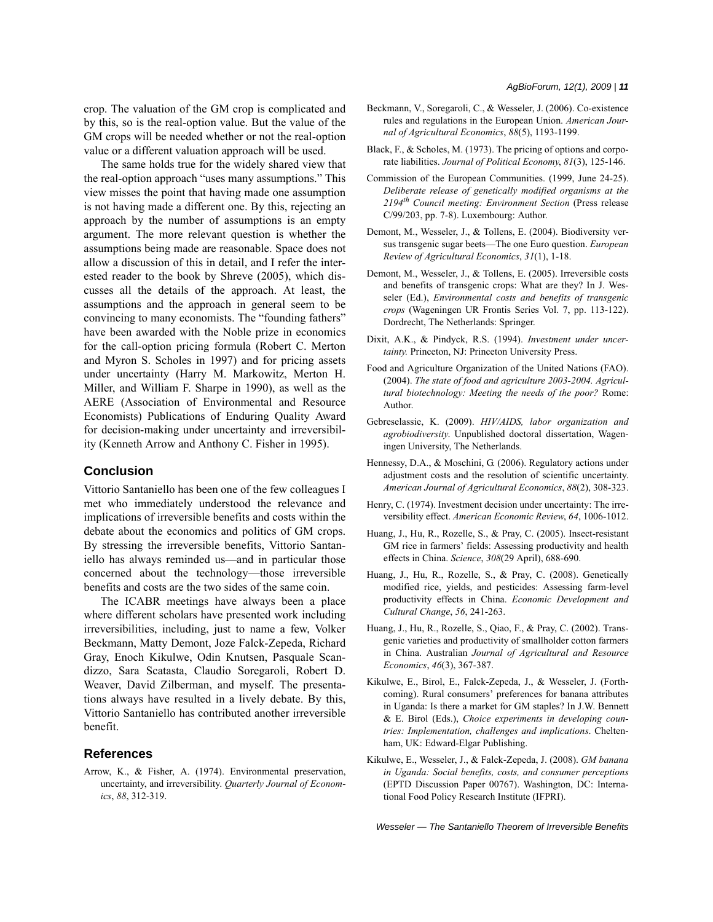crop. The valuation of the GM crop is complicated and by this, so is the real-option value. But the value of the GM crops will be needed whether or not the real-option value or a different valuation approach will be used.

The same holds true for the widely shared view that the real-option approach "uses many assumptions." This view misses the point that having made one assumption is not having made a different one. By this, rejecting an approach by the number of assumptions is an empty argument. The more relevant question is whether the assumptions being made are reasonable. Space does not allow a discussion of this in detail, and I refer the interested reader to the book by Shreve (2005), which discusses all the details of the approach. At least, the assumptions and the approach in general seem to be convincing to many economists. The "founding fathers" have been awarded with the Noble prize in economics for the call-option pricing formula (Robert C. Merton and Myron S. Scholes in 1997) and for pricing assets under uncertainty (Harry M. Markowitz, Merton H. Miller, and William F. Sharpe in 1990), as well as the AERE (Association of Environmental and Resource Economists) Publications of Enduring Quality Award for decision-making under uncertainty and irreversibility (Kenneth Arrow and Anthony C. Fisher in 1995).

## Conclusion

Vittorio Santaniello has been one of the few colleagues I met who immediately understood the relevance and implications of irreversible benefits and costs within the debate about the economics and politics of GM crops. By stressing the irreversible benefits, Vittorio Santaniello has always reminded us—and in particular those concerned about the technology—those irreversible benefits and costs are the two sides of the same coin.

The ICABR meetings have always been a place where different scholars have presented work including irreversibilities, including, just to name a few, Volker Beckmann, Matty Demont, Joze Falck-Zepeda, Richard Gray, Enoch Kikulwe, Odin Knutsen, Pasquale Scandizzo, Sara Scatasta, Claudio Soregaroli, Robert D. Weaver, David Zilberman, and myself. The presentations always have resulted in a lively debate. By this, Vittorio Santaniello has contributed another irreversible benefit.

## References

Arrow, K., & Fisher, A. (1974). Environmental preservation, uncertainty, and irreversibility. *Quarterly Journal of Economics*, *88*, 312-319.

Beckmann, V., Soregaroli, C., & Wesseler, J. (2006). Co-existence rules and regulations in the European Union. *American Journal of Agricultural Economics*, *88*(5), 1193-1199.

Black, F., & Scholes, M. (1973). The pricing of options and corporate liabilities. *Journal of Political Economy*, *81*(3), 125-146.

Commission of the European Communities. (1999, June 24-25). *Deliberate release of genetically modified organisms at the 2194th Council meeting: Environment Section* (Press release C/99/203, pp. 7-8). Luxembourg: Author.

Demont, M., Wesseler, J., & Tollens, E. (2004). Biodiversity versus transgenic sugar beets—The one Euro question. *European Review of Agricultural Economics*, *31*(1), 1-18.

Demont, M., Wesseler, J., & Tollens, E. (2005). Irreversible costs and benefits of transgenic crops: What are they? In J. Wesseler (Ed.), *Environmental costs and benefits of transgenic crops* (Wageningen UR Frontis Series Vol. 7, pp. 113-122). Dordrecht, The Netherlands: Springer.

Dixit, A.K., & Pindyck, R.S. (1994). *Investment under uncertainty.* Princeton, NJ: Princeton University Press.

Food and Agriculture Organization of the United Nations (FAO). (2004). *The state of food and agriculture 2003-2004. Agricultural biotechnology: Meeting the needs of the poor?* Rome: Author.

Gebreselassie, K. (2009). *HIV/AIDS, labor organization and agrobiodiversity.* Unpublished doctoral dissertation, Wageningen University, The Netherlands.

Hennessy, D.A., & Moschini, G. (2006). Regulatory actions under adjustment costs and the resolution of scientific uncertainty. *American Journal of Agricultural Economics*, *88*(2), 308-323.

Henry, C. (1974). Investment decision under uncertainty: The irreversibility effect. *American Economic Review*, *64*, 1006-1012.

Huang, J., Hu, R., Rozelle, S., & Pray, C. (2005). Insect-resistant GM rice in farmers' fields: Assessing productivity and health effects in China. *Science*, *308*(29 April), 688-690.

Huang, J., Hu, R., Rozelle, S., & Pray, C. (2008). Genetically modified rice, yields, and pesticides: Assessing farm-level productivity effects in China. *Economic Development and Cultural Change*, *56*, 241-263.

Huang, J., Hu, R., Rozelle, S., Qiao, F., & Pray, C. (2002). Transgenic varieties and productivity of smallholder cotton farmers in China. Australian *Journal of Agricultural and Resource Economics*, *46*(3), 367-387.

Kikulwe, E., Birol, E., Falck-Zepeda, J., & Wesseler, J. (Forthcoming). Rural consumers' preferences for banana attributes in Uganda: Is there a market for GM staples? In J.W. Bennett & E. Birol (Eds.), *Choice experiments in developing countries: Implementation, challenges and implications*. Cheltenham, UK: Edward-Elgar Publishing.

Kikulwe, E., Wesseler, J., & Falck-Zepeda, J. (2008). *GM banana in Uganda: Social benefits, costs, and consumer perceptions* (EPTD Discussion Paper 00767). Washington, DC: International Food Policy Research Institute (IFPRI).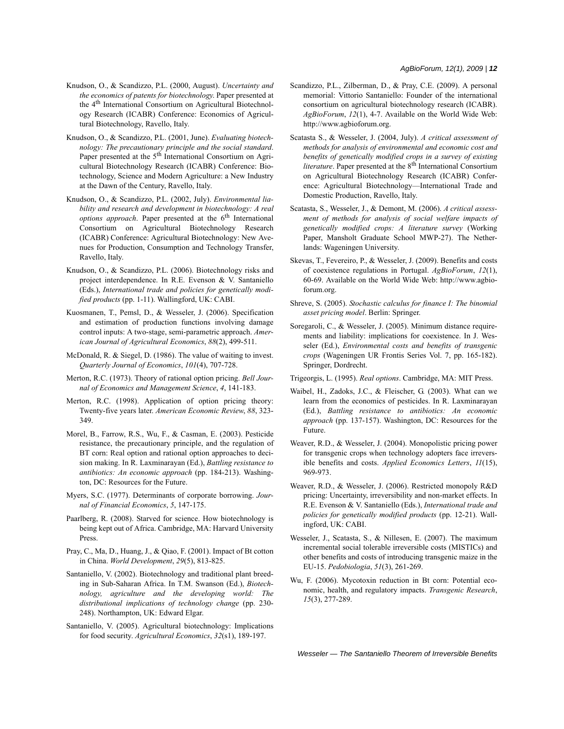Knudson, O., & Scandizzo, P.L. (2000, August). *Uncertainty and the economics of patents for biotechnology*. Paper presented at the 4th International Consortium on Agricultural Biotechnology Research (ICABR) Conference: Economics of Agricultural Biotechnology, Ravello, Italy.

Knudson, O., & Scandizzo, P.L. (2001, June). *Evaluating biotechnology: The precautionary principle and the social standard*. Paper presented at the 5th International Consortium on Agricultural Biotechnology Research (ICABR) Conference: Biotechnology, Science and Modern Agriculture: a New Industry at the Dawn of the Century, Ravello, Italy.

Knudson, O., & Scandizzo, P.L. (2002, July). *Environmental liability and research and development in biotechnology: A real options approach*. Paper presented at the 6th International Consortium on Agricultural Biotechnology Research (ICABR) Conference: Agricultural Biotechnology: New Avenues for Production, Consumption and Technology Transfer, Ravello, Italy.

Knudson, O., & Scandizzo, P.L. (2006). Biotechnology risks and project interdependence. In R.E. Evenson & V. Santaniello (Eds.), *International trade and policies for genetically modified products* (pp. 1-11). Wallingford, UK: CABI.

Kuosmanen, T., Pemsl, D., & Wesseler, J. (2006). Specification and estimation of production functions involving damage control inputs: A two-stage, semi-parametric approach. *American Journal of Agricultural Economics*, *88*(2), 499-511.

McDonald, R. & Siegel, D. (1986). The value of waiting to invest. *Quarterly Journal of Economics*, *101*(4), 707-728.

Merton, R.C. (1973). Theory of rational option pricing. *Bell Journal of Economics and Management Science*, *4*, 141-183.

Merton, R.C. (1998). Application of option pricing theory: Twenty-five years later. *American Economic Review*, *88*, 323-349.

Morel, B., Farrow, R.S., Wu, F., & Casman, E. (2003). Pesticide resistance, the precautionary principle, and the regulation of BT corn: Real option and rational option approaches to decision making. In R. Laxminarayan (Ed.), *Battling resistance to antibiotics: An economic approach* (pp. 184-213). Washington, DC: Resources for the Future.

Myers, S.C. (1977). Determinants of corporate borrowing. *Journal of Financial Economics*, *5*, 147-175.

Paarlberg, R. (2008). Starved for science. How biotechnology is being kept out of Africa. Cambridge, MA: Harvard University Press.

Pray, C., Ma, D., Huang, J., & Qiao, F. (2001). Impact of Bt cotton in China. *World Development*, *29*(5), 813-825.

Santaniello, V. (2002). Biotechnology and traditional plant breeding in Sub-Saharan Africa. In T.M. Swanson (Ed.), *Biotechnology, agriculture and the developing world: The distributional implications of technology change* (pp. 230-248). Northampton, UK: Edward Elgar.

Santaniello, V. (2005). Agricultural biotechnology: Implications for food security. *Agricultural Economics*, *32*(s1), 189-197.

Scandizzo, P.L., Zilberman, D., & Pray, C.E. (2009). A personal memorial: Vittorio Santaniello: Founder of the international consortium on agricultural biotechnology research (ICABR). *AgBioForum*, *12*(1), 4-7. Available on the World Wide Web: http://www.agbioforum.org.

Scatasta S., & Wesseler, J. (2004, July). *A critical assessment of methods for analysis of environmental and economic cost and benefits of genetically modified crops in a survey of existing literature*. Paper presented at the 8th International Consortium on Agricultural Biotechnology Research (ICABR) Conference: Agricultural Biotechnology—International Trade and Domestic Production, Ravello, Italy.

Scatasta, S., Wesseler, J., & Demont, M. (2006). *A critical assessment of methods for analysis of social welfare impacts of genetically modified crops: A literature survey* (Working Paper, Mansholt Graduate School MWP-27). The Netherlands: Wageningen University.

Skevas, T., Fevereiro, P., & Wesseler, J. (2009). Benefits and costs of coexistence regulations in Portugal. *AgBioForum*, *12*(1), 60-69. Available on the World Wide Web: http://www.agbioforum.org.

Shreve, S. (2005). *Stochastic calculus for finance I: The binomial asset pricing model*. Berlin: Springer.

Soregaroli, C., & Wesseler, J. (2005). Minimum distance requirements and liability: implications for coexistence. In J. Wesseler (Ed.), *Environmental costs and benefits of transgenic crops* (Wageningen UR Frontis Series Vol. 7, pp. 165-182). Springer, Dordrecht.

Trigeorgis, L. (1995). *Real options*. Cambridge, MA: MIT Press.

Waibel, H., Zadoks, J.C., & Fleischer, G. (2003). What can we learn from the economics of pesticides. In R. Laxminarayan (Ed.), *Battling resistance to antibiotics: An economic approach* (pp. 137-157). Washington, DC: Resources for the Future.

Weaver, R.D., & Wesseler, J. (2004). Monopolistic pricing power for transgenic crops when technology adopters face irreversible benefits and costs. *Applied Economics Letters*, *11*(15), 969-973.

Weaver, R.D., & Wesseler, J. (2006). Restricted monopoly R&D pricing: Uncertainty, irreversibility and non-market effects. In R.E. Evenson & V. Santaniello (Eds.), *International trade and policies for genetically modified products* (pp. 12-21). Wallingford, UK: CABI.

Wesseler, J., Scatasta, S., & Nillesen, E. (2007). The maximum incremental social tolerable irreversible costs (MISTICs) and other benefits and costs of introducing transgenic maize in the EU-15. *Pedobiologia*, *51*(3), 261-269.

Wu, F. (2006). Mycotoxin reduction in Bt corn: Potential economic, health, and regulatory impacts. *Transgenic Research*, *15*(3), 277-289.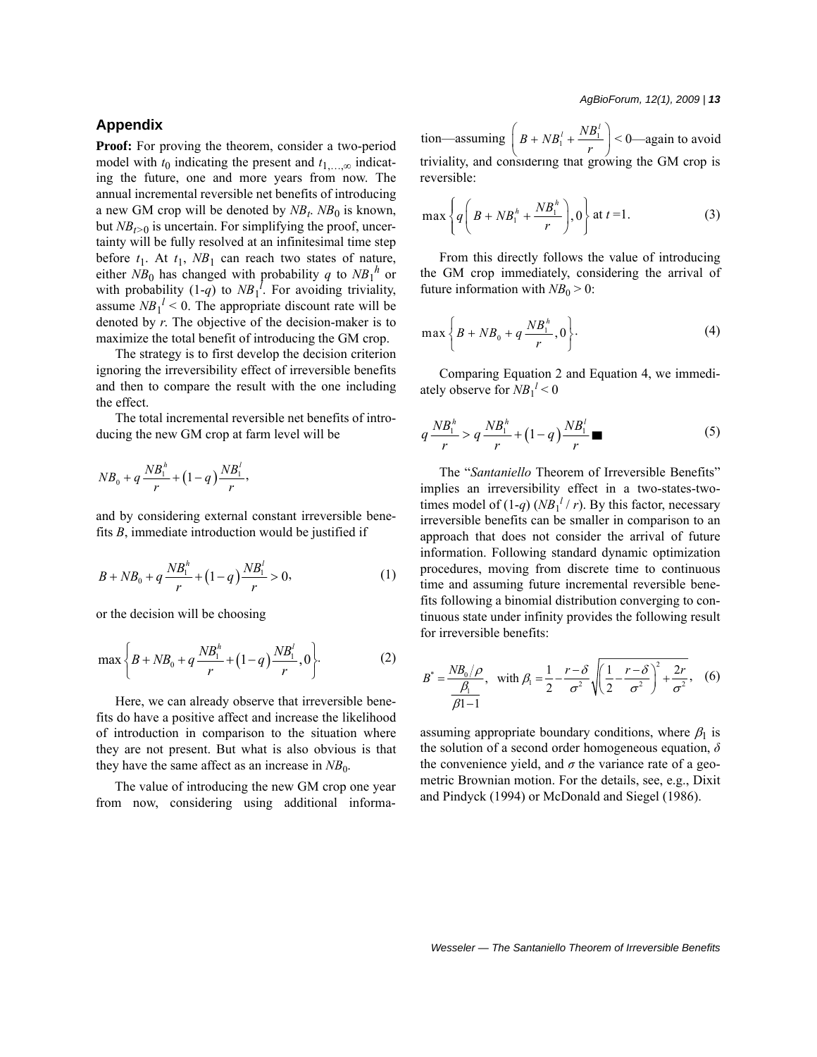## Appendix

**Proof:** For proving the theorem, consider a two-period model with $t_0$ indicating the present and $t_{1,\ldots,\infty}$ indicating the future, one and more years from now. The annual incremental reversible net benefits of introducing a new GM crop will be denoted by $NB_t$. $NB_0$ is known, but $NB_{t>0}$ is uncertain. For simplifying the proof, uncertainty will be fully resolved at an infinitesimal time step before $t_1$. At $t_1$, $NB_1$ can reach two states of nature, either $NB_0$ has changed with probability $q$ to $NB_1^h$ or with probability $(1\text{-}q)$ to $NB_1^l$. For avoiding triviality, assume $NB_1^l < 0$. The appropriate discount rate will be denoted by $r$. The objective of the decision-maker is to maximize the total benefit of introducing the GM crop.

The strategy is to first develop the decision criterion ignoring the irreversibility effect of irreversible benefits and then to compare the result with the one including the effect.

The total incremental reversible net benefits of introducing the new GM crop at farm level will be

$$NB_0 + q\frac{NB_1^h}{r} + \left(1-q\right)\frac{NB_1^l}{r},$$

and by considering external constant irreversible benefits $B$, immediate introduction would be justified if

$$B + NB_0 + q\frac{NB_1^h}{r} + \left(1-q\right)\frac{NB_1^l}{r} > 0, \tag{1}$$

or the decision will be choosing

$$\max\left\{B + NB_0 + q\frac{NB_1^h}{r} + \left(1-q\right)\frac{NB_1^l}{r}, 0\right\}. \tag{2}$$

Here, we can already observe that irreversible benefits do have a positive affect and increase the likelihood of introduction in comparison to the situation where they are not present. But what is also obvious is that they have the same affect as an increase in $NB_0$.

The value of introducing the new GM crop one year from now, considering using additional information—assuming $\left(B + NB_1^l + \frac{NB_1^l}{r}\right) < 0$—again to avoid triviality, and considering that growing the GM crop is reversible:

$$\max\left\{q\left(B + NB_1^h + \frac{NB_1^h}{r}\right), 0\right\} \text{ at } t=1. \tag{3}$$

From this directly follows the value of introducing the GM crop immediately, considering the arrival of future information with $NB_0 > 0$:

$$\max\left\{B + NB_0 + q\frac{NB_1^h}{r}, 0\right\}. \tag{4}$$

Comparing Equation 2 and Equation 4, we immediately observe for $NB_1^l < 0$

$$q\frac{NB_1^h}{r} > q\frac{NB_1^h}{r} + \left(1-q\right)\frac{NB_1^l}{r} \; \blacksquare \tag{5}$$

The "*Santaniello* Theorem of Irreversible Benefits" implies an irreversibility effect in a two-states-two-times model of $(1\text{-}q)$ $(NB_1^l / r)$. By this factor, necessary irreversible benefits can be smaller in comparison to an approach that does not consider the arrival of future information. Following standard dynamic optimization procedures, moving from discrete time to continuous time and assuming future incremental reversible benefits following a binomial distribution converging to continuous state under infinity provides the following result for irreversible benefits:

$$B^* = \frac{NB_0/\rho}{\frac{\beta_1}{\beta 1-1}}, \quad \text{with } \beta_1 = \frac{1}{2} - \frac{r-\delta}{\sigma^2}\sqrt{\left(\frac{1}{2} - \frac{r-\delta}{\sigma^2}\right)^2 + \frac{2r}{\sigma^2}}, \tag{6}$$

assuming appropriate boundary conditions, where $\beta_1$ is the solution of a second order homogeneous equation, $\delta$ the convenience yield, and $\sigma$ the variance rate of a geometric Brownian motion. For the details, see, e.g., Dixit and Pindyck (1994) or McDonald and Siegel (1986).